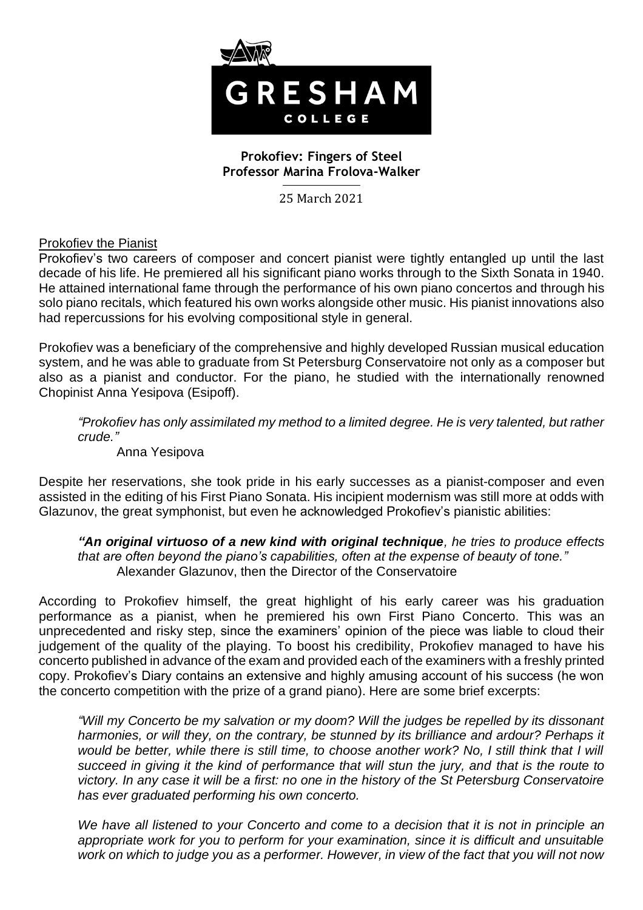# Prokofiev: Fingers of Steel

**Professor Marina Frolova-Walker**

25 March 2021

## Prokofiev the Pianist

Prokofiev's two careers of composer and concert pianist were tightly entangled up until the last decade of his life. He premiered all his significant piano works through to the Sixth Sonata in 1940. He attained international fame through the performance of his own piano concertos and through his solo piano recitals, which featured his own works alongside other music. His pianist innovations also had repercussions for his evolving compositional style in general.

Prokofiev was a beneficiary of the comprehensive and highly developed Russian musical education system, and he was able to graduate from St Petersburg Conservatoire not only as a composer but also as a pianist and conductor. For the piano, he studied with the internationally renowned Chopinist Anna Yesipova (Esipoff).

> *"Prokofiev has only assimilated my method to a limited degree. He is very talented, but rather crude."*
>
> Anna Yesipova

Despite her reservations, she took pride in his early successes as a pianist-composer and even assisted in the editing of his First Piano Sonata. His incipient modernism was still more at odds with Glazunov, the great symphonist, but even he acknowledged Prokofiev's pianistic abilities:

> ***"An original virtuoso of a new kind with original technique****, he tries to produce effects that are often beyond the piano's capabilities, often at the expense of beauty of tone."*
>
> Alexander Glazunov, then the Director of the Conservatoire

According to Prokofiev himself, the great highlight of his early career was his graduation performance as a pianist, when he premiered his own First Piano Concerto. This was an unprecedented and risky step, since the examiners' opinion of the piece was liable to cloud their judgement of the quality of the playing. To boost his credibility, Prokofiev managed to have his concerto published in advance of the exam and provided each of the examiners with a freshly printed copy. Prokofiev's Diary contains an extensive and highly amusing account of his success (he won the concerto competition with the prize of a grand piano). Here are some brief excerpts:

> *"Will my Concerto be my salvation or my doom? Will the judges be repelled by its dissonant harmonies, or will they, on the contrary, be stunned by its brilliance and ardour? Perhaps it would be better, while there is still time, to choose another work? No, I still think that I will succeed in giving it the kind of performance that will stun the jury, and that is the route to victory. In any case it will be a first: no one in the history of the St Petersburg Conservatoire has ever graduated performing his own concerto.*
>
> *We have all listened to your Concerto and come to a decision that it is not in principle an appropriate work for you to perform for your examination, since it is difficult and unsuitable work on which to judge you as a performer. However, in view of the fact that you will not now*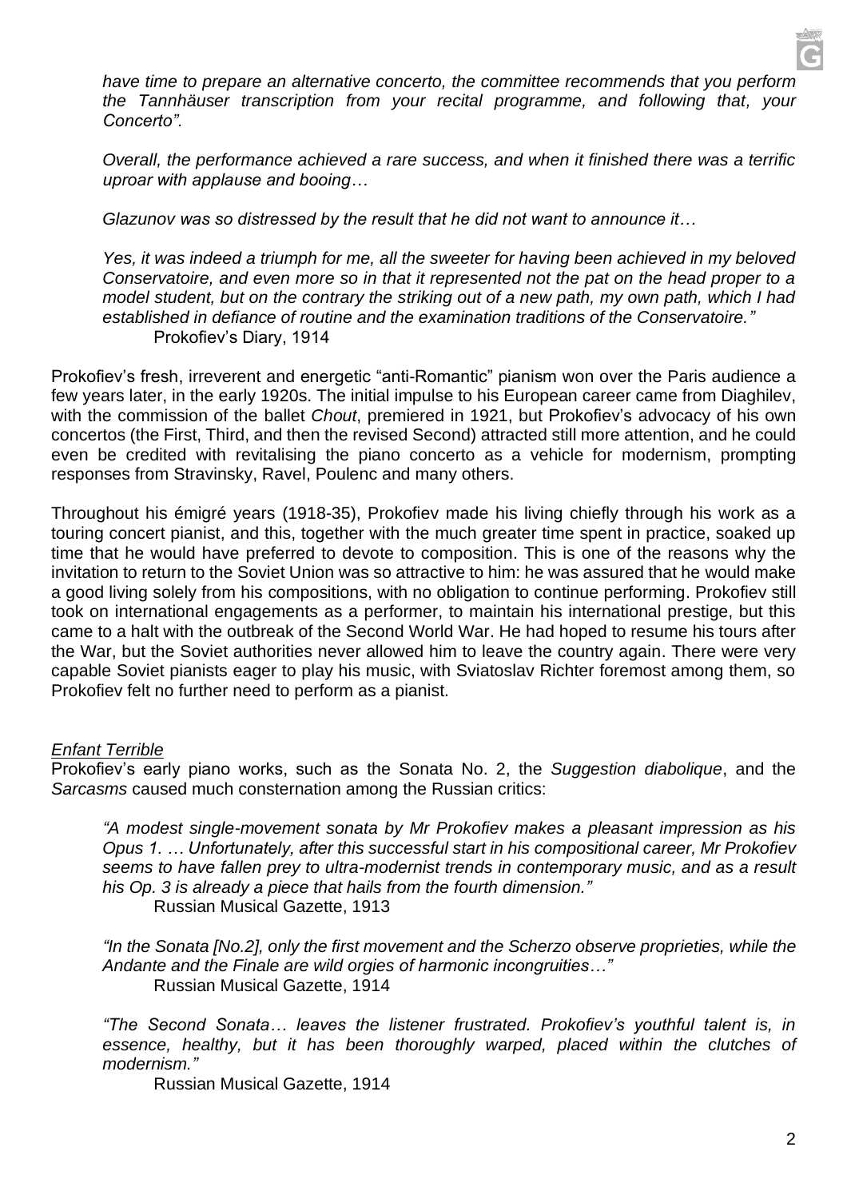*have time to prepare an alternative concerto, the committee recommends that you perform the Tannhäuser transcription from your recital programme, and following that, your Concerto".*

*Overall, the performance achieved a rare success, and when it finished there was a terrific uproar with applause and booing…*

*Glazunov was so distressed by the result that he did not want to announce it…*

*Yes, it was indeed a triumph for me, all the sweeter for having been achieved in my beloved Conservatoire, and even more so in that it represented not the pat on the head proper to a model student, but on the contrary the striking out of a new path, my own path, which I had established in defiance of routine and the examination traditions of the Conservatoire."*
Prokofiev's Diary, 1914

Prokofiev's fresh, irreverent and energetic "anti-Romantic" pianism won over the Paris audience a few years later, in the early 1920s. The initial impulse to his European career came from Diaghilev, with the commission of the ballet *Chout*, premiered in 1921, but Prokofiev's advocacy of his own concertos (the First, Third, and then the revised Second) attracted still more attention, and he could even be credited with revitalising the piano concerto as a vehicle for modernism, prompting responses from Stravinsky, Ravel, Poulenc and many others.

Throughout his émigré years (1918-35), Prokofiev made his living chiefly through his work as a touring concert pianist, and this, together with the much greater time spent in practice, soaked up time that he would have preferred to devote to composition. This is one of the reasons why the invitation to return to the Soviet Union was so attractive to him: he was assured that he would make a good living solely from his compositions, with no obligation to continue performing. Prokofiev still took on international engagements as a performer, to maintain his international prestige, but this came to a halt with the outbreak of the Second World War. He had hoped to resume his tours after the War, but the Soviet authorities never allowed him to leave the country again. There were very capable Soviet pianists eager to play his music, with Sviatoslav Richter foremost among them, so Prokofiev felt no further need to perform as a pianist.

## *Enfant Terrible*

Prokofiev's early piano works, such as the Sonata No. 2, the *Suggestion diabolique*, and the *Sarcasms* caused much consternation among the Russian critics:

*"A modest single-movement sonata by Mr Prokofiev makes a pleasant impression as his Opus 1. … Unfortunately, after this successful start in his compositional career, Mr Prokofiev seems to have fallen prey to ultra-modernist trends in contemporary music, and as a result his Op. 3 is already a piece that hails from the fourth dimension."*
Russian Musical Gazette, 1913

*"In the Sonata [No.2], only the first movement and the Scherzo observe proprieties, while the Andante and the Finale are wild orgies of harmonic incongruities…"*
Russian Musical Gazette, 1914

*"The Second Sonata… leaves the listener frustrated. Prokofiev's youthful talent is, in essence, healthy, but it has been thoroughly warped, placed within the clutches of modernism."*
Russian Musical Gazette, 1914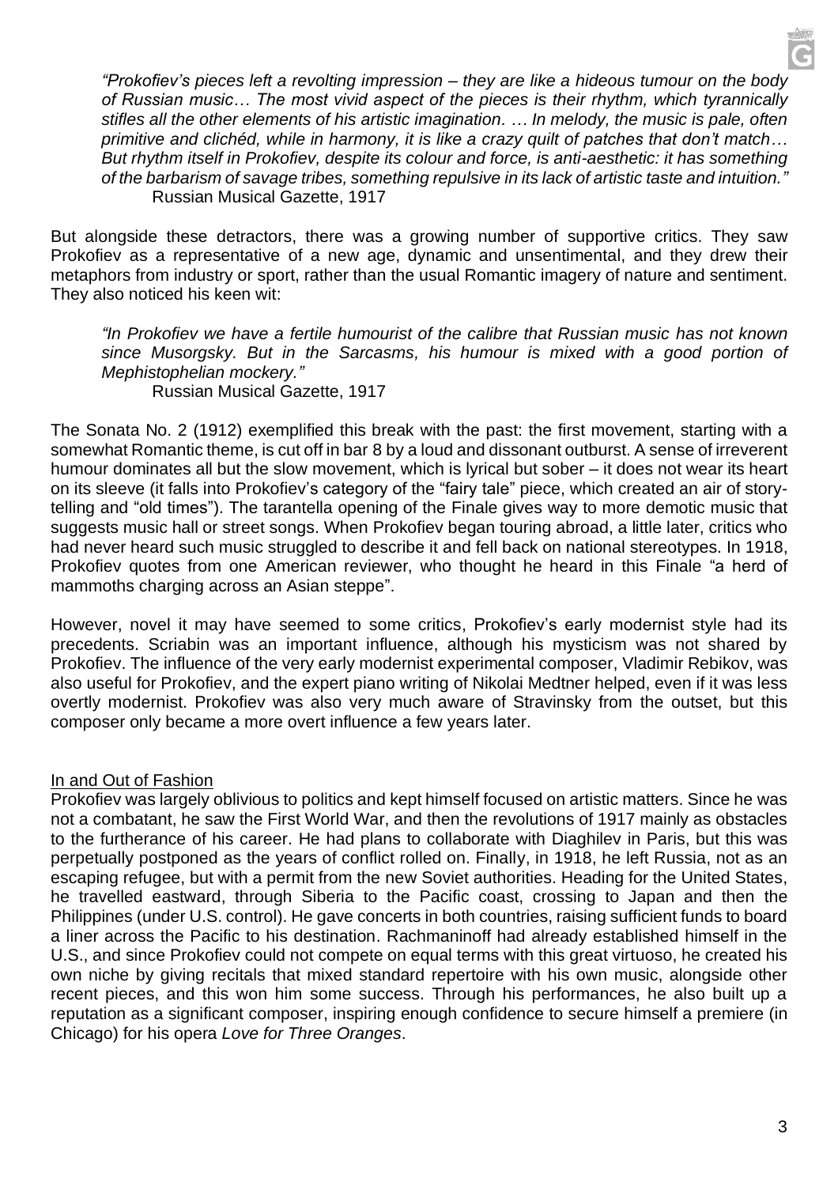> *"Prokofiev's pieces left a revolting impression – they are like a hideous tumour on the body of Russian music… The most vivid aspect of the pieces is their rhythm, which tyrannically stifles all the other elements of his artistic imagination. … In melody, the music is pale, often primitive and clichéd, while in harmony, it is like a crazy quilt of patches that don't match… But rhythm itself in Prokofiev, despite its colour and force, is anti-aesthetic: it has something of the barbarism of savage tribes, something repulsive in its lack of artistic taste and intuition."*
> Russian Musical Gazette, 1917

But alongside these detractors, there was a growing number of supportive critics. They saw Prokofiev as a representative of a new age, dynamic and unsentimental, and they drew their metaphors from industry or sport, rather than the usual Romantic imagery of nature and sentiment. They also noticed his keen wit:

> *"In Prokofiev we have a fertile humourist of the calibre that Russian music has not known since Musorgsky. But in the Sarcasms, his humour is mixed with a good portion of Mephistophelian mockery."*
> Russian Musical Gazette, 1917

The Sonata No. 2 (1912) exemplified this break with the past: the first movement, starting with a somewhat Romantic theme, is cut off in bar 8 by a loud and dissonant outburst. A sense of irreverent humour dominates all but the slow movement, which is lyrical but sober – it does not wear its heart on its sleeve (it falls into Prokofiev's category of the "fairy tale" piece, which created an air of story-telling and "old times"). The tarantella opening of the Finale gives way to more demotic music that suggests music hall or street songs. When Prokofiev began touring abroad, a little later, critics who had never heard such music struggled to describe it and fell back on national stereotypes. In 1918, Prokofiev quotes from one American reviewer, who thought he heard in this Finale "a herd of mammoths charging across an Asian steppe".

However, novel it may have seemed to some critics, Prokofiev's early modernist style had its precedents. Scriabin was an important influence, although his mysticism was not shared by Prokofiev. The influence of the very early modernist experimental composer, Vladimir Rebikov, was also useful for Prokofiev, and the expert piano writing of Nikolai Medtner helped, even if it was less overtly modernist. Prokofiev was also very much aware of Stravinsky from the outset, but this composer only became a more overt influence a few years later.

## In and Out of Fashion

Prokofiev was largely oblivious to politics and kept himself focused on artistic matters. Since he was not a combatant, he saw the First World War, and then the revolutions of 1917 mainly as obstacles to the furtherance of his career. He had plans to collaborate with Diaghilev in Paris, but this was perpetually postponed as the years of conflict rolled on. Finally, in 1918, he left Russia, not as an escaping refugee, but with a permit from the new Soviet authorities. Heading for the United States, he travelled eastward, through Siberia to the Pacific coast, crossing to Japan and then the Philippines (under U.S. control). He gave concerts in both countries, raising sufficient funds to board a liner across the Pacific to his destination. Rachmaninoff had already established himself in the U.S., and since Prokofiev could not compete on equal terms with this great virtuoso, he created his own niche by giving recitals that mixed standard repertoire with his own music, alongside other recent pieces, and this won him some success. Through his performances, he also built up a reputation as a significant composer, inspiring enough confidence to secure himself a premiere (in Chicago) for his opera *Love for Three Oranges*.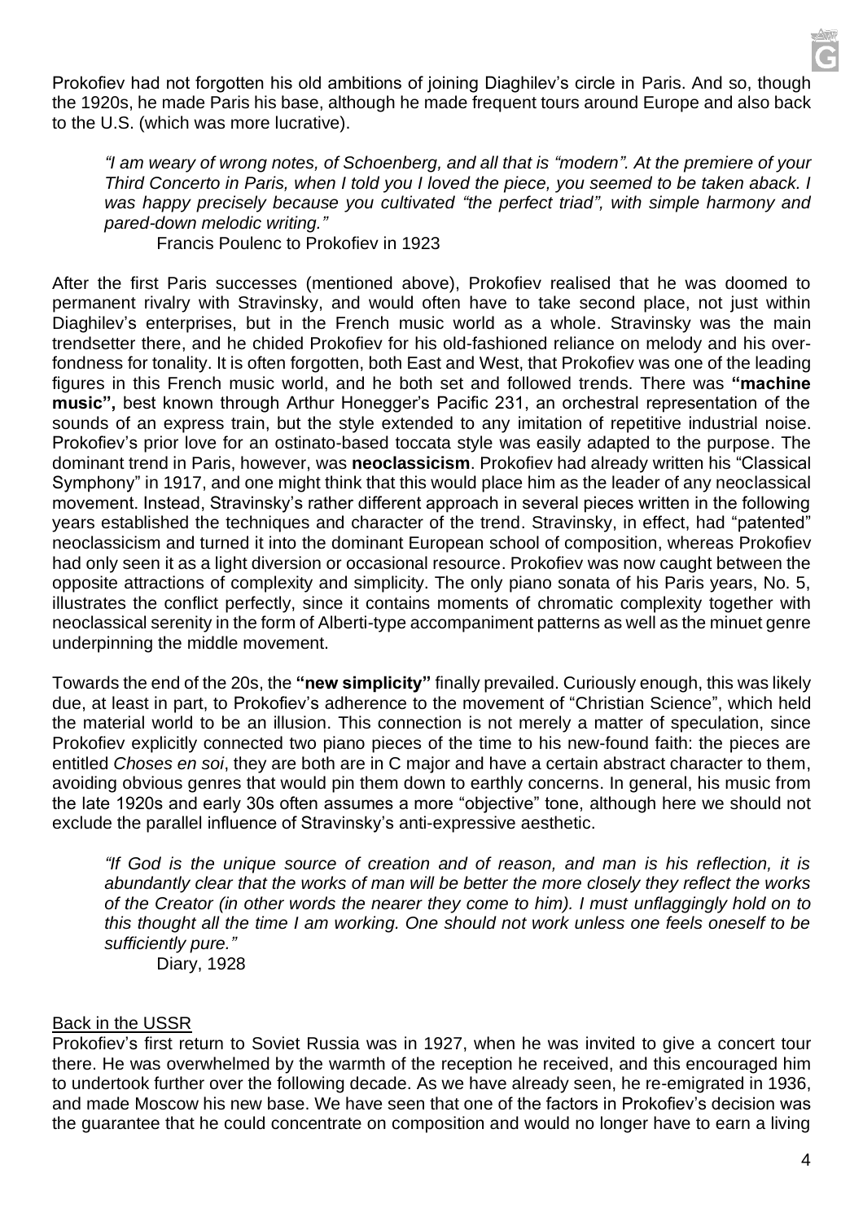Prokofiev had not forgotten his old ambitions of joining Diaghilev's circle in Paris. And so, though the 1920s, he made Paris his base, although he made frequent tours around Europe and also back to the U.S. (which was more lucrative).

> *"I am weary of wrong notes, of Schoenberg, and all that is "modern". At the premiere of your Third Concerto in Paris, when I told you I loved the piece, you seemed to be taken aback. I was happy precisely because you cultivated "the perfect triad", with simple harmony and pared-down melodic writing."*
>
> Francis Poulenc to Prokofiev in 1923

After the first Paris successes (mentioned above), Prokofiev realised that he was doomed to permanent rivalry with Stravinsky, and would often have to take second place, not just within Diaghilev's enterprises, but in the French music world as a whole. Stravinsky was the main trendsetter there, and he chided Prokofiev for his old-fashioned reliance on melody and his over-fondness for tonality. It is often forgotten, both East and West, that Prokofiev was one of the leading figures in this French music world, and he both set and followed trends. There was **"machine music",** best known through Arthur Honegger's Pacific 231, an orchestral representation of the sounds of an express train, but the style extended to any imitation of repetitive industrial noise. Prokofiev's prior love for an ostinato-based toccata style was easily adapted to the purpose. The dominant trend in Paris, however, was **neoclassicism**. Prokofiev had already written his "Classical Symphony" in 1917, and one might think that this would place him as the leader of any neoclassical movement. Instead, Stravinsky's rather different approach in several pieces written in the following years established the techniques and character of the trend. Stravinsky, in effect, had "patented" neoclassicism and turned it into the dominant European school of composition, whereas Prokofiev had only seen it as a light diversion or occasional resource. Prokofiev was now caught between the opposite attractions of complexity and simplicity. The only piano sonata of his Paris years, No. 5, illustrates the conflict perfectly, since it contains moments of chromatic complexity together with neoclassical serenity in the form of Alberti-type accompaniment patterns as well as the minuet genre underpinning the middle movement.

Towards the end of the 20s, the **"new simplicity"** finally prevailed. Curiously enough, this was likely due, at least in part, to Prokofiev's adherence to the movement of "Christian Science", which held the material world to be an illusion. This connection is not merely a matter of speculation, since Prokofiev explicitly connected two piano pieces of the time to his new-found faith: the pieces are entitled *Choses en soi*, they are both are in C major and have a certain abstract character to them, avoiding obvious genres that would pin them down to earthly concerns. In general, his music from the late 1920s and early 30s often assumes a more "objective" tone, although here we should not exclude the parallel influence of Stravinsky's anti-expressive aesthetic.

> *"If God is the unique source of creation and of reason, and man is his reflection, it is abundantly clear that the works of man will be better the more closely they reflect the works of the Creator (in other words the nearer they come to him). I must unflaggingly hold on to this thought all the time I am working. One should not work unless one feels oneself to be sufficiently pure."*
>
> Diary, 1928

<u>Back in the USSR</u>

Prokofiev's first return to Soviet Russia was in 1927, when he was invited to give a concert tour there. He was overwhelmed by the warmth of the reception he received, and this encouraged him to undertook further over the following decade. As we have already seen, he re-emigrated in 1936, and made Moscow his new base. We have seen that one of the factors in Prokofiev's decision was the guarantee that he could concentrate on composition and would no longer have to earn a living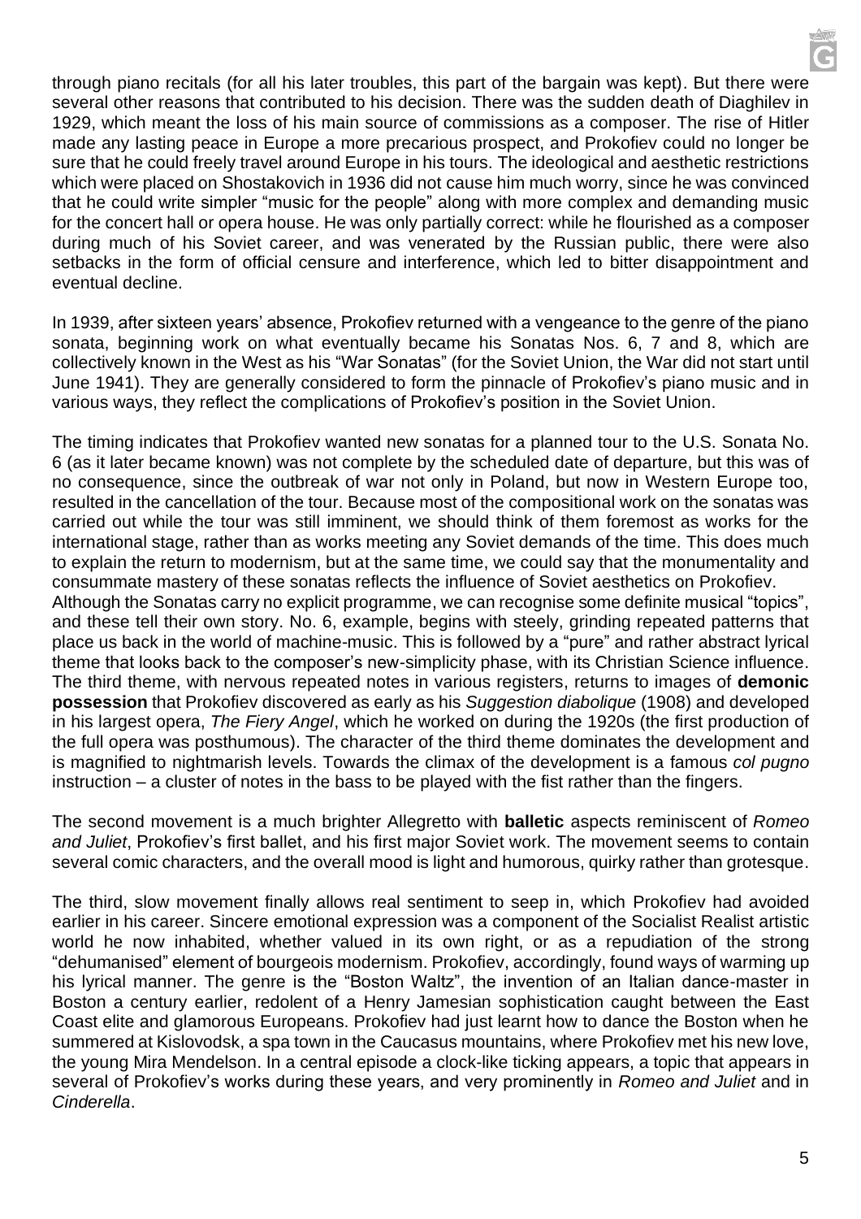through piano recitals (for all his later troubles, this part of the bargain was kept). But there were several other reasons that contributed to his decision. There was the sudden death of Diaghilev in 1929, which meant the loss of his main source of commissions as a composer. The rise of Hitler made any lasting peace in Europe a more precarious prospect, and Prokofiev could no longer be sure that he could freely travel around Europe in his tours. The ideological and aesthetic restrictions which were placed on Shostakovich in 1936 did not cause him much worry, since he was convinced that he could write simpler "music for the people" along with more complex and demanding music for the concert hall or opera house. He was only partially correct: while he flourished as a composer during much of his Soviet career, and was venerated by the Russian public, there were also setbacks in the form of official censure and interference, which led to bitter disappointment and eventual decline.

In 1939, after sixteen years' absence, Prokofiev returned with a vengeance to the genre of the piano sonata, beginning work on what eventually became his Sonatas Nos. 6, 7 and 8, which are collectively known in the West as his "War Sonatas" (for the Soviet Union, the War did not start until June 1941). They are generally considered to form the pinnacle of Prokofiev's piano music and in various ways, they reflect the complications of Prokofiev's position in the Soviet Union.

The timing indicates that Prokofiev wanted new sonatas for a planned tour to the U.S. Sonata No. 6 (as it later became known) was not complete by the scheduled date of departure, but this was of no consequence, since the outbreak of war not only in Poland, but now in Western Europe too, resulted in the cancellation of the tour. Because most of the compositional work on the sonatas was carried out while the tour was still imminent, we should think of them foremost as works for the international stage, rather than as works meeting any Soviet demands of the time. This does much to explain the return to modernism, but at the same time, we could say that the monumentality and consummate mastery of these sonatas reflects the influence of Soviet aesthetics on Prokofiev.
Although the Sonatas carry no explicit programme, we can recognise some definite musical "topics", and these tell their own story. No. 6, example, begins with steely, grinding repeated patterns that place us back in the world of machine-music. This is followed by a "pure" and rather abstract lyrical theme that looks back to the composer's new-simplicity phase, with its Christian Science influence. The third theme, with nervous repeated notes in various registers, returns to images of **demonic possession** that Prokofiev discovered as early as his *Suggestion diabolique* (1908) and developed in his largest opera, *The Fiery Angel*, which he worked on during the 1920s (the first production of the full opera was posthumous). The character of the third theme dominates the development and is magnified to nightmarish levels. Towards the climax of the development is a famous *col pugno* instruction – a cluster of notes in the bass to be played with the fist rather than the fingers.

The second movement is a much brighter Allegretto with **balletic** aspects reminiscent of *Romeo and Juliet*, Prokofiev's first ballet, and his first major Soviet work. The movement seems to contain several comic characters, and the overall mood is light and humorous, quirky rather than grotesque.

The third, slow movement finally allows real sentiment to seep in, which Prokofiev had avoided earlier in his career. Sincere emotional expression was a component of the Socialist Realist artistic world he now inhabited, whether valued in its own right, or as a repudiation of the strong "dehumanised" element of bourgeois modernism. Prokofiev, accordingly, found ways of warming up his lyrical manner. The genre is the "Boston Waltz", the invention of an Italian dance-master in Boston a century earlier, redolent of a Henry Jamesian sophistication caught between the East Coast elite and glamorous Europeans. Prokofiev had just learnt how to dance the Boston when he summered at Kislovodsk, a spa town in the Caucasus mountains, where Prokofiev met his new love, the young Mira Mendelson. In a central episode a clock-like ticking appears, a topic that appears in several of Prokofiev's works during these years, and very prominently in *Romeo and Juliet* and in *Cinderella*.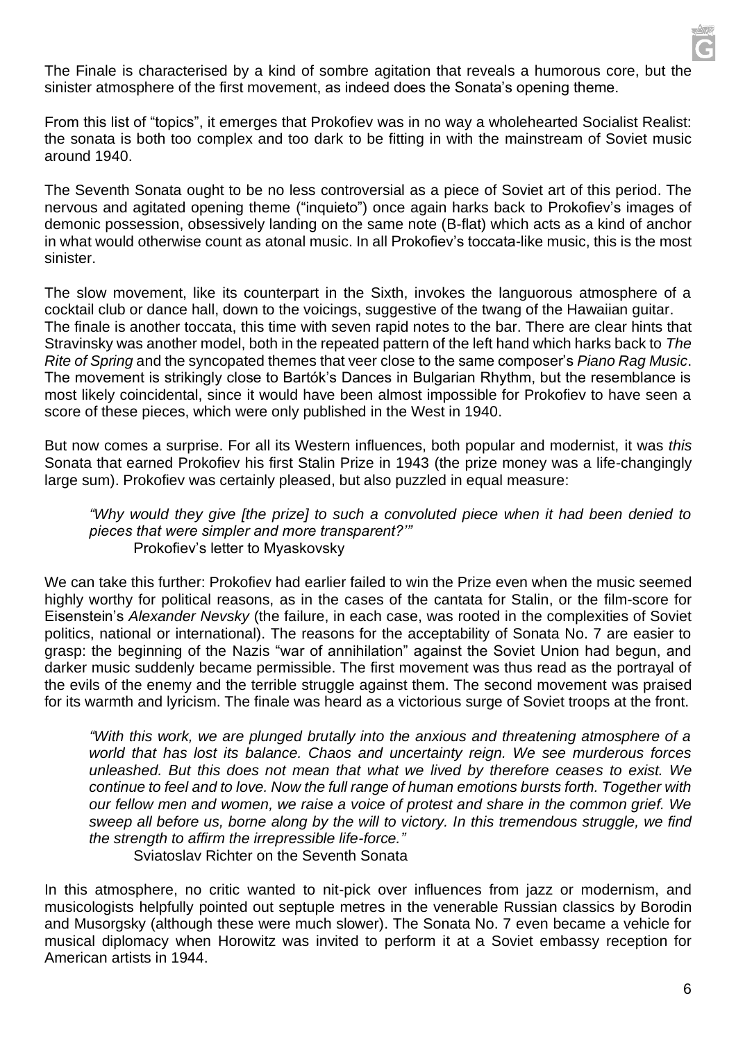The Finale is characterised by a kind of sombre agitation that reveals a humorous core, but the sinister atmosphere of the first movement, as indeed does the Sonata's opening theme.

From this list of "topics", it emerges that Prokofiev was in no way a wholehearted Socialist Realist: the sonata is both too complex and too dark to be fitting in with the mainstream of Soviet music around 1940.

The Seventh Sonata ought to be no less controversial as a piece of Soviet art of this period. The nervous and agitated opening theme ("inquieto") once again harks back to Prokofiev's images of demonic possession, obsessively landing on the same note (B-flat) which acts as a kind of anchor in what would otherwise count as atonal music. In all Prokofiev's toccata-like music, this is the most sinister.

The slow movement, like its counterpart in the Sixth, invokes the languorous atmosphere of a cocktail club or dance hall, down to the voicings, suggestive of the twang of the Hawaiian guitar. The finale is another toccata, this time with seven rapid notes to the bar. There are clear hints that Stravinsky was another model, both in the repeated pattern of the left hand which harks back to *The Rite of Spring* and the syncopated themes that veer close to the same composer's *Piano Rag Music*. The movement is strikingly close to Bartók's Dances in Bulgarian Rhythm, but the resemblance is most likely coincidental, since it would have been almost impossible for Prokofiev to have seen a score of these pieces, which were only published in the West in 1940.

But now comes a surprise. For all its Western influences, both popular and modernist, it was *this* Sonata that earned Prokofiev his first Stalin Prize in 1943 (the prize money was a life-changingly large sum). Prokofiev was certainly pleased, but also puzzled in equal measure:

> *"Why would they give [the prize] to such a convoluted piece when it had been denied to pieces that were simpler and more transparent?'"*
> Prokofiev's letter to Myaskovsky

We can take this further: Prokofiev had earlier failed to win the Prize even when the music seemed highly worthy for political reasons, as in the cases of the cantata for Stalin, or the film-score for Eisenstein's *Alexander Nevsky* (the failure, in each case, was rooted in the complexities of Soviet politics, national or international). The reasons for the acceptability of Sonata No. 7 are easier to grasp: the beginning of the Nazis "war of annihilation" against the Soviet Union had begun, and darker music suddenly became permissible. The first movement was thus read as the portrayal of the evils of the enemy and the terrible struggle against them. The second movement was praised for its warmth and lyricism. The finale was heard as a victorious surge of Soviet troops at the front.

> *"With this work, we are plunged brutally into the anxious and threatening atmosphere of a world that has lost its balance. Chaos and uncertainty reign. We see murderous forces unleashed. But this does not mean that what we lived by therefore ceases to exist. We continue to feel and to love. Now the full range of human emotions bursts forth. Together with our fellow men and women, we raise a voice of protest and share in the common grief. We sweep all before us, borne along by the will to victory. In this tremendous struggle, we find the strength to affirm the irrepressible life-force."*
> Sviatoslav Richter on the Seventh Sonata

In this atmosphere, no critic wanted to nit-pick over influences from jazz or modernism, and musicologists helpfully pointed out septuple metres in the venerable Russian classics by Borodin and Musorgsky (although these were much slower). The Sonata No. 7 even became a vehicle for musical diplomacy when Horowitz was invited to perform it at a Soviet embassy reception for American artists in 1944.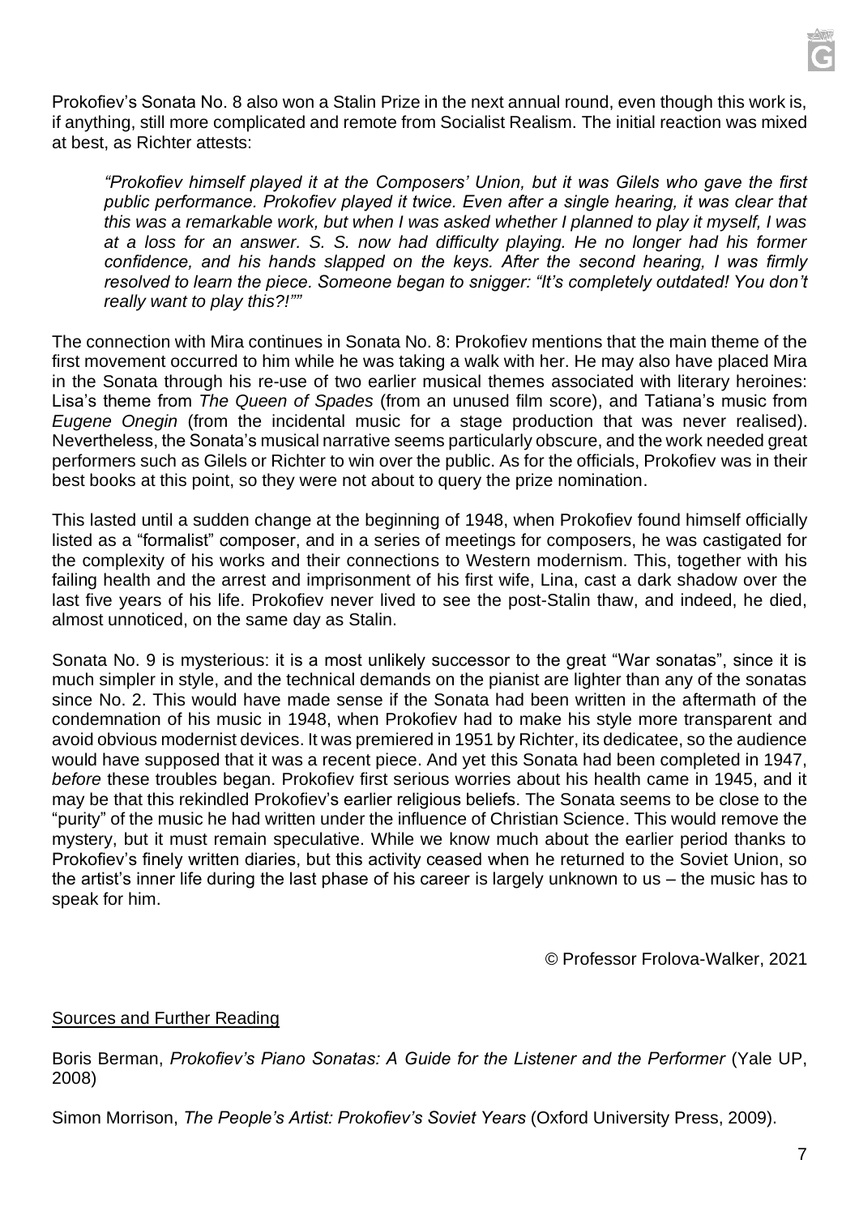Prokofiev's Sonata No. 8 also won a Stalin Prize in the next annual round, even though this work is, if anything, still more complicated and remote from Socialist Realism. The initial reaction was mixed at best, as Richter attests:

> *"Prokofiev himself played it at the Composers' Union, but it was Gilels who gave the first public performance. Prokofiev played it twice. Even after a single hearing, it was clear that this was a remarkable work, but when I was asked whether I planned to play it myself, I was at a loss for an answer. S. S. now had difficulty playing. He no longer had his former confidence, and his hands slapped on the keys. After the second hearing, I was firmly resolved to learn the piece. Someone began to snigger: "It's completely outdated! You don't really want to play this?!""*

The connection with Mira continues in Sonata No. 8: Prokofiev mentions that the main theme of the first movement occurred to him while he was taking a walk with her. He may also have placed Mira in the Sonata through his re-use of two earlier musical themes associated with literary heroines: Lisa's theme from *The Queen of Spades* (from an unused film score), and Tatiana's music from *Eugene Onegin* (from the incidental music for a stage production that was never realised). Nevertheless, the Sonata's musical narrative seems particularly obscure, and the work needed great performers such as Gilels or Richter to win over the public. As for the officials, Prokofiev was in their best books at this point, so they were not about to query the prize nomination.

This lasted until a sudden change at the beginning of 1948, when Prokofiev found himself officially listed as a "formalist" composer, and in a series of meetings for composers, he was castigated for the complexity of his works and their connections to Western modernism. This, together with his failing health and the arrest and imprisonment of his first wife, Lina, cast a dark shadow over the last five years of his life. Prokofiev never lived to see the post-Stalin thaw, and indeed, he died, almost unnoticed, on the same day as Stalin.

Sonata No. 9 is mysterious: it is a most unlikely successor to the great "War sonatas", since it is much simpler in style, and the technical demands on the pianist are lighter than any of the sonatas since No. 2. This would have made sense if the Sonata had been written in the aftermath of the condemnation of his music in 1948, when Prokofiev had to make his style more transparent and avoid obvious modernist devices. It was premiered in 1951 by Richter, its dedicatee, so the audience would have supposed that it was a recent piece. And yet this Sonata had been completed in 1947, *before* these troubles began. Prokofiev first serious worries about his health came in 1945, and it may be that this rekindled Prokofiev's earlier religious beliefs. The Sonata seems to be close to the "purity" of the music he had written under the influence of Christian Science. This would remove the mystery, but it must remain speculative. While we know much about the earlier period thanks to Prokofiev's finely written diaries, but this activity ceased when he returned to the Soviet Union, so the artist's inner life during the last phase of his career is largely unknown to us – the music has to speak for him.

© Professor Frolova-Walker, 2021

## Sources and Further Reading

Boris Berman, *Prokofiev's Piano Sonatas: A Guide for the Listener and the Performer* (Yale UP, 2008)

Simon Morrison, *The People's Artist: Prokofiev's Soviet Years* (Oxford University Press, 2009).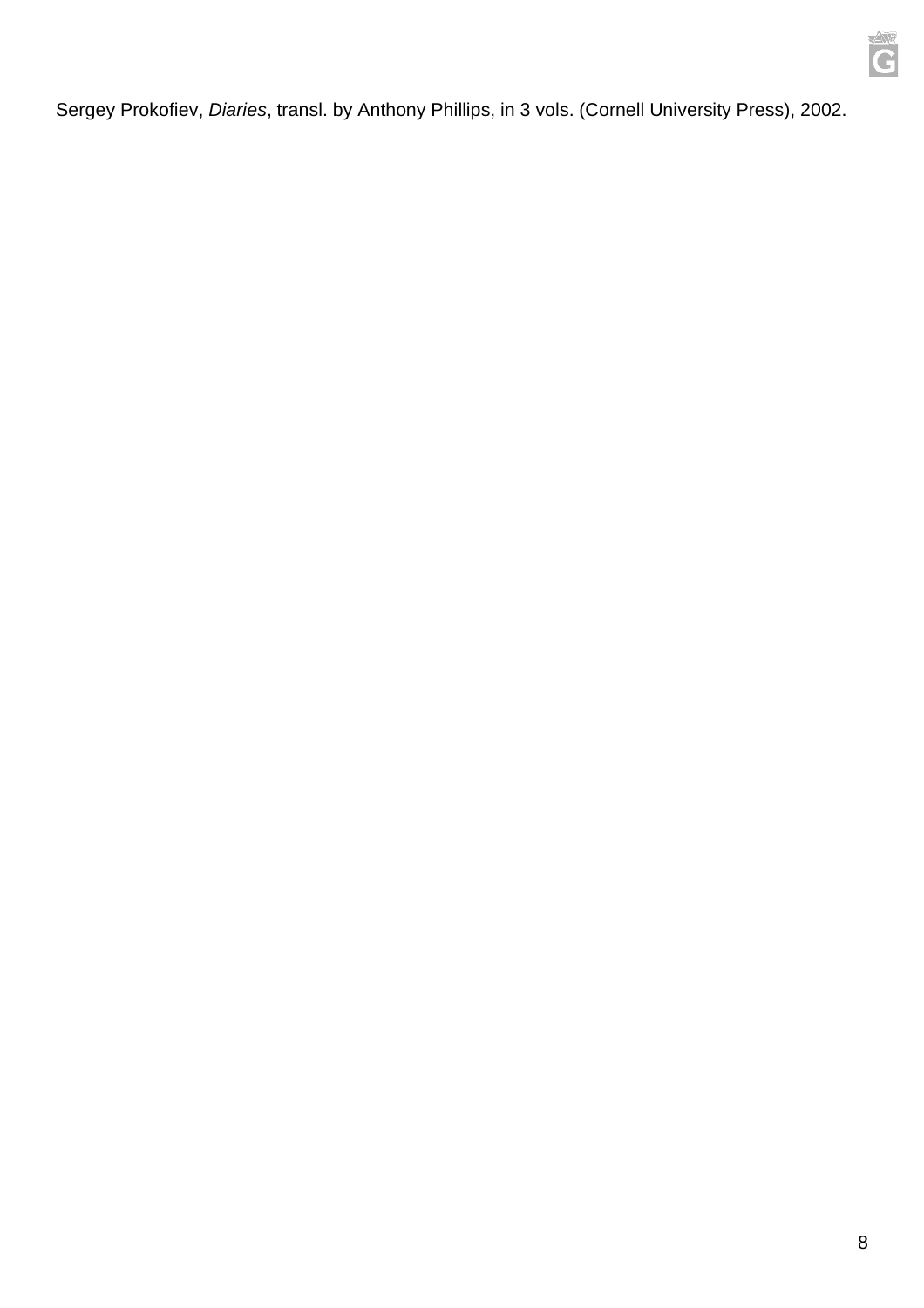Sergey Prokofiev, *Diaries*, transl. by Anthony Phillips, in 3 vols. (Cornell University Press), 2002.